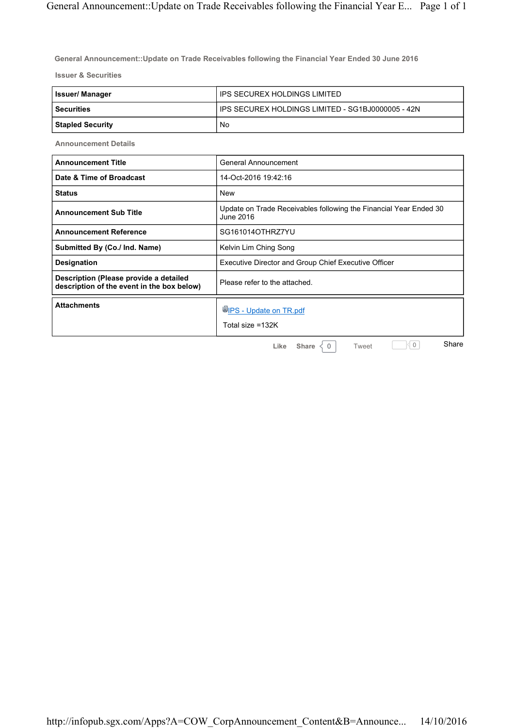## General Announcement::Update on Trade Receivables following the Financial Year Ended 30 June 2016

### Issuer & Securities

| | |
|---|---|
| **Issuer/ Manager** | IPS SECUREX HOLDINGS LIMITED |
| **Securities** | IPS SECUREX HOLDINGS LIMITED - SG1BJ0000005 - 42N |
| **Stapled Security** | No |

### Announcement Details

| | |
|---|---|
| **Announcement Title** | General Announcement |
| **Date & Time of Broadcast** | 14-Oct-2016 19:42:16 |
| **Status** | New |
| **Announcement Sub Title** | Update on Trade Receivables following the Financial Year Ended 30 June 2016 |
| **Announcement Reference** | SG161014OTHRZ7YU |
| **Submitted By (Co./ Ind. Name)** | Kelvin Lim Ching Song |
| **Designation** | Executive Director and Group Chief Executive Officer |
| **Description (Please provide a detailed description of the event in the box below)** | Please refer to the attached. |

| | |
|---|---|
| **Attachments** | IPS - Update on TR.pdf<br>Total size =132K |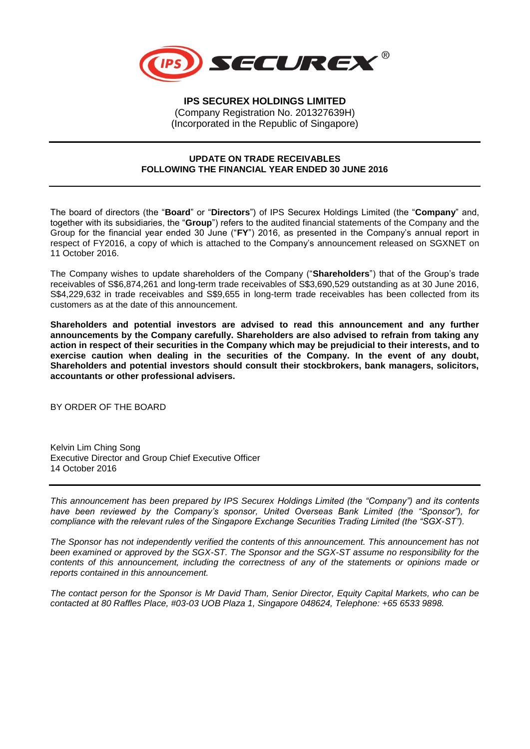# IPS SECUREX HOLDINGS LIMITED

(Company Registration No. 201327639H)
(Incorporated in the Republic of Singapore)

---

**UPDATE ON TRADE RECEIVABLES**
**FOLLOWING THE FINANCIAL YEAR ENDED 30 JUNE 2016**

---

The board of directors (the "**Board**" or "**Directors**") of IPS Securex Holdings Limited (the "**Company**" and, together with its subsidiaries, the "**Group**") refers to the audited financial statements of the Company and the Group for the financial year ended 30 June ("**FY**") 2016, as presented in the Company's annual report in respect of FY2016, a copy of which is attached to the Company's announcement released on SGXNET on 11 October 2016.

The Company wishes to update shareholders of the Company ("**Shareholders**") that of the Group's trade receivables of S$6,874,261 and long-term trade receivables of S$3,690,529 outstanding as at 30 June 2016, S$4,229,632 in trade receivables and S$9,655 in long-term trade receivables has been collected from its customers as at the date of this announcement.

**Shareholders and potential investors are advised to read this announcement and any further announcements by the Company carefully. Shareholders are also advised to refrain from taking any action in respect of their securities in the Company which may be prejudicial to their interests, and to exercise caution when dealing in the securities of the Company. In the event of any doubt, Shareholders and potential investors should consult their stockbrokers, bank managers, solicitors, accountants or other professional advisers.**

BY ORDER OF THE BOARD

Kelvin Lim Ching Song
Executive Director and Group Chief Executive Officer
14 October 2016

---

*This announcement has been prepared by IPS Securex Holdings Limited (the "Company") and its contents have been reviewed by the Company's sponsor, United Overseas Bank Limited (the "Sponsor"), for compliance with the relevant rules of the Singapore Exchange Securities Trading Limited (the "SGX-ST").*

*The Sponsor has not independently verified the contents of this announcement. This announcement has not been examined or approved by the SGX-ST. The Sponsor and the SGX-ST assume no responsibility for the contents of this announcement, including the correctness of any of the statements or opinions made or reports contained in this announcement.*

*The contact person for the Sponsor is Mr David Tham, Senior Director, Equity Capital Markets, who can be contacted at 80 Raffles Place, #03-03 UOB Plaza 1, Singapore 048624, Telephone: +65 6533 9898.*